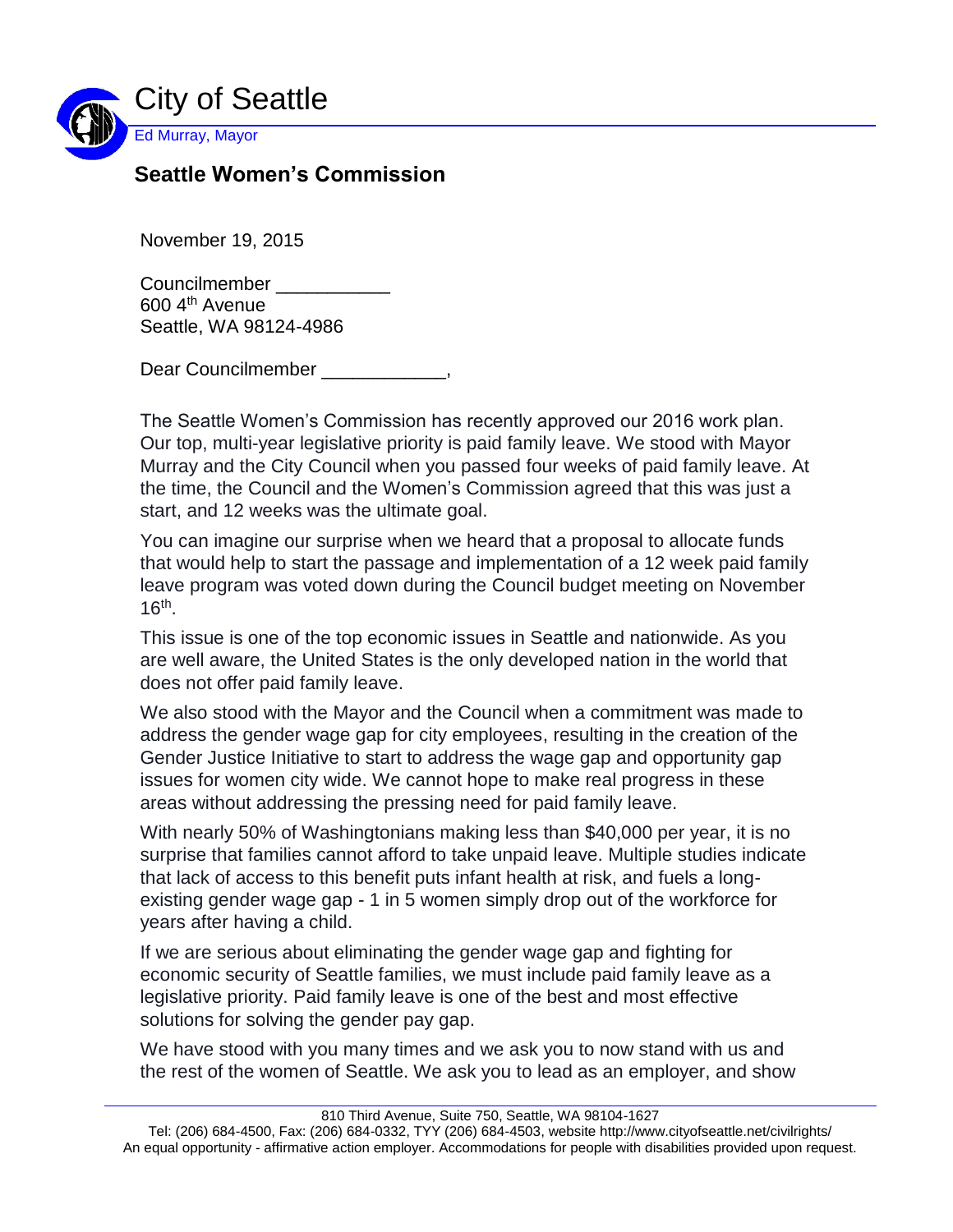# City of Seattle

Ed Murray, Mayor

## Seattle Women's Commission

November 19, 2015

Councilmember ___________
600 4th Avenue
Seattle, WA 98124-4986

Dear Councilmember ____________,

The Seattle Women's Commission has recently approved our 2016 work plan. Our top, multi-year legislative priority is paid family leave. We stood with Mayor Murray and the City Council when you passed four weeks of paid family leave. At the time, the Council and the Women's Commission agreed that this was just a start, and 12 weeks was the ultimate goal.

You can imagine our surprise when we heard that a proposal to allocate funds that would help to start the passage and implementation of a 12 week paid family leave program was voted down during the Council budget meeting on November 16th.

This issue is one of the top economic issues in Seattle and nationwide. As you are well aware, the United States is the only developed nation in the world that does not offer paid family leave.

We also stood with the Mayor and the Council when a commitment was made to address the gender wage gap for city employees, resulting in the creation of the Gender Justice Initiative to start to address the wage gap and opportunity gap issues for women city wide. We cannot hope to make real progress in these areas without addressing the pressing need for paid family leave.

With nearly 50% of Washingtonians making less than $40,000 per year, it is no surprise that families cannot afford to take unpaid leave. Multiple studies indicate that lack of access to this benefit puts infant health at risk, and fuels a long-existing gender wage gap - 1 in 5 women simply drop out of the workforce for years after having a child.

If we are serious about eliminating the gender wage gap and fighting for economic security of Seattle families, we must include paid family leave as a legislative priority. Paid family leave is one of the best and most effective solutions for solving the gender pay gap.

We have stood with you many times and we ask you to now stand with us and the rest of the women of Seattle. We ask you to lead as an employer, and show

810 Third Avenue, Suite 750, Seattle, WA 98104-1627
Tel: (206) 684-4500, Fax: (206) 684-0332, TYY (206) 684-4503, website http://www.cityofseattle.net/civilrights/
An equal opportunity - affirmative action employer. Accommodations for people with disabilities provided upon request.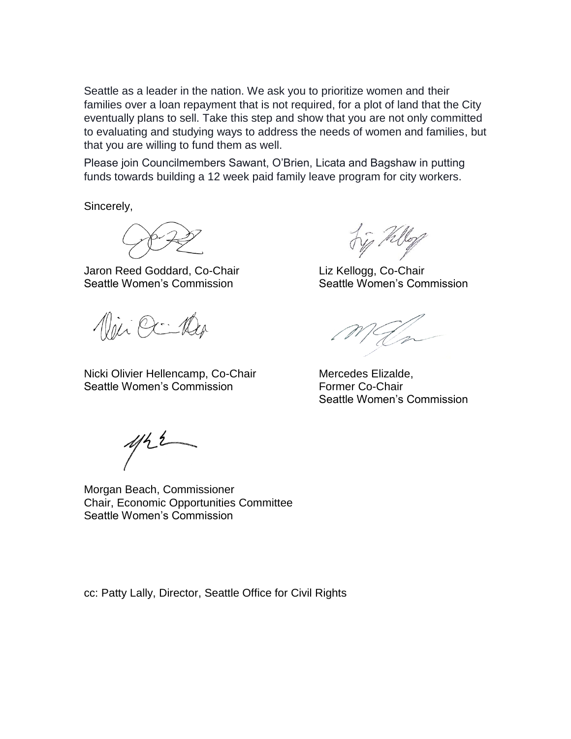Seattle as a leader in the nation. We ask you to prioritize women and their families over a loan repayment that is not required, for a plot of land that the City eventually plans to sell. Take this step and show that you are not only committed to evaluating and studying ways to address the needs of women and families, but that you are willing to fund them as well.

Please join Councilmembers Sawant, O'Brien, Licata and Bagshaw in putting funds towards building a 12 week paid family leave program for city workers.

Sincerely,

Jaron Reed Goddard, Co-Chair
Seattle Women's Commission

Liz Kellogg, Co-Chair
Seattle Women's Commission

Nicki Olivier Hellencamp, Co-Chair
Seattle Women's Commission

Mercedes Elizalde,
Former Co-Chair
Seattle Women's Commission

Morgan Beach, Commissioner
Chair, Economic Opportunities Committee
Seattle Women's Commission

cc: Patty Lally, Director, Seattle Office for Civil Rights